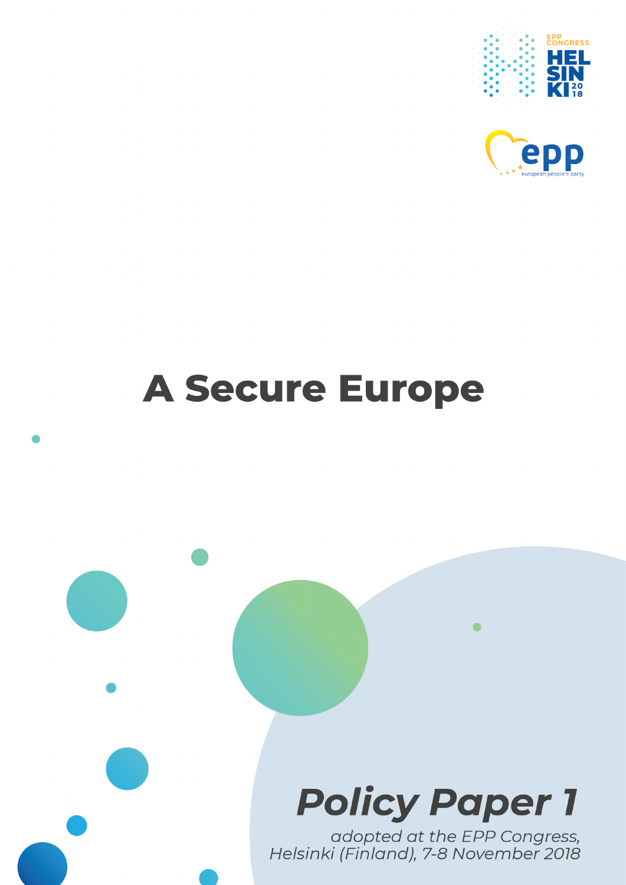EPP CONGRESS HELSINKI 2018

epp european people's party

# A Secure Europe

## *Policy Paper 1*

*adopted at the EPP Congress, Helsinki (Finland), 7-8 November 2018*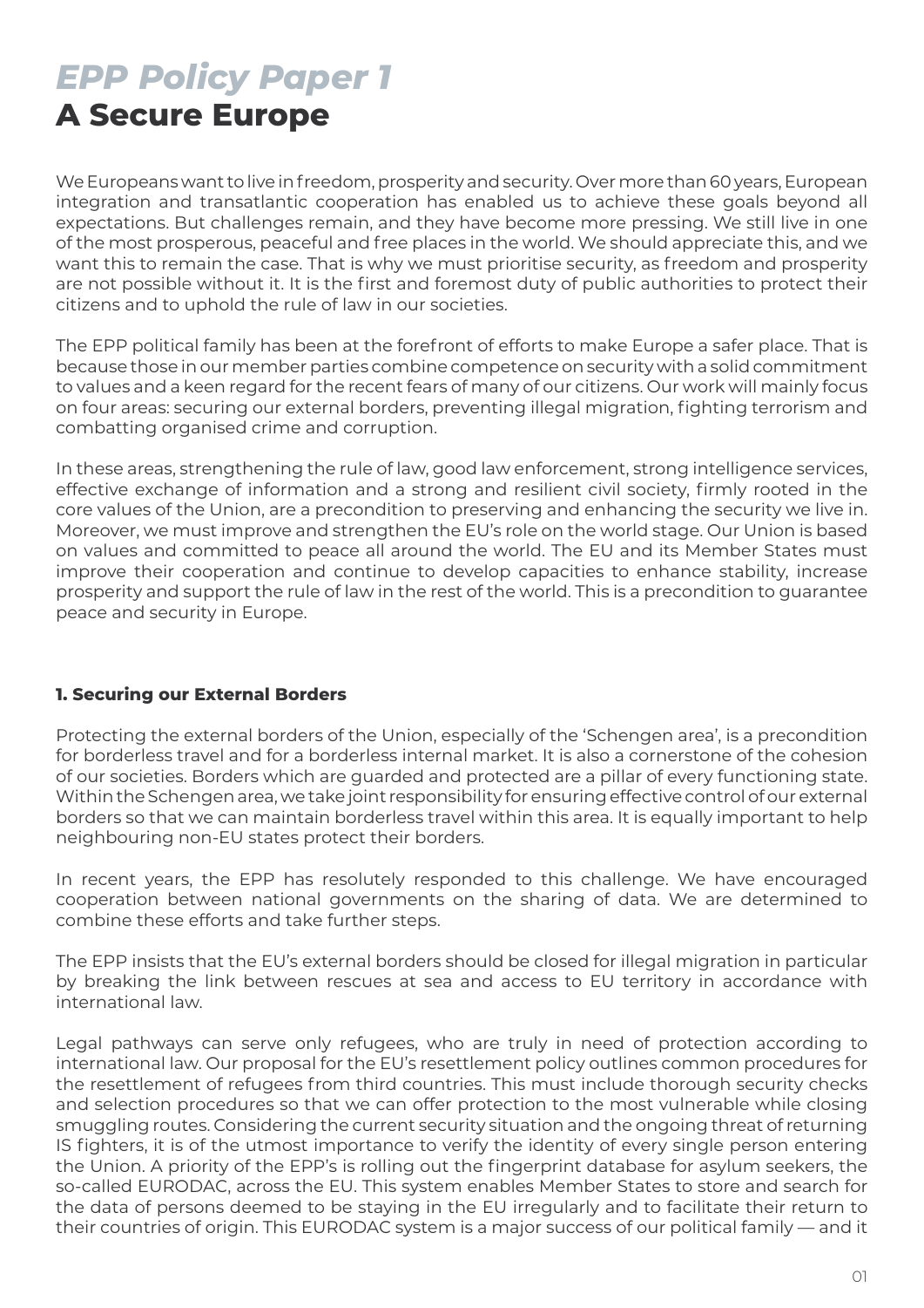# *EPP Policy Paper 1*

# A Secure Europe

We Europeans want to live in freedom, prosperity and security. Over more than 60 years, European integration and transatlantic cooperation has enabled us to achieve these goals beyond all expectations. But challenges remain, and they have become more pressing. We still live in one of the most prosperous, peaceful and free places in the world. We should appreciate this, and we want this to remain the case. That is why we must prioritise security, as freedom and prosperity are not possible without it. It is the first and foremost duty of public authorities to protect their citizens and to uphold the rule of law in our societies.

The EPP political family has been at the forefront of efforts to make Europe a safer place. That is because those in our member parties combine competence on security with a solid commitment to values and a keen regard for the recent fears of many of our citizens. Our work will mainly focus on four areas: securing our external borders, preventing illegal migration, fighting terrorism and combatting organised crime and corruption.

In these areas, strengthening the rule of law, good law enforcement, strong intelligence services, effective exchange of information and a strong and resilient civil society, firmly rooted in the core values of the Union, are a precondition to preserving and enhancing the security we live in. Moreover, we must improve and strengthen the EU's role on the world stage. Our Union is based on values and committed to peace all around the world. The EU and its Member States must improve their cooperation and continue to develop capacities to enhance stability, increase prosperity and support the rule of law in the rest of the world. This is a precondition to guarantee peace and security in Europe.

### 1. Securing our External Borders

Protecting the external borders of the Union, especially of the 'Schengen area', is a precondition for borderless travel and for a borderless internal market. It is also a cornerstone of the cohesion of our societies. Borders which are guarded and protected are a pillar of every functioning state. Within the Schengen area, we take joint responsibility for ensuring effective control of our external borders so that we can maintain borderless travel within this area. It is equally important to help neighbouring non-EU states protect their borders.

In recent years, the EPP has resolutely responded to this challenge. We have encouraged cooperation between national governments on the sharing of data. We are determined to combine these efforts and take further steps.

The EPP insists that the EU's external borders should be closed for illegal migration in particular by breaking the link between rescues at sea and access to EU territory in accordance with international law.

Legal pathways can serve only refugees, who are truly in need of protection according to international law. Our proposal for the EU's resettlement policy outlines common procedures for the resettlement of refugees from third countries. This must include thorough security checks and selection procedures so that we can offer protection to the most vulnerable while closing smuggling routes. Considering the current security situation and the ongoing threat of returning IS fighters, it is of the utmost importance to verify the identity of every single person entering the Union. A priority of the EPP's is rolling out the fingerprint database for asylum seekers, the so-called EURODAC, across the EU. This system enables Member States to store and search for the data of persons deemed to be staying in the EU irregularly and to facilitate their return to their countries of origin. This EURODAC system is a major success of our political family — and it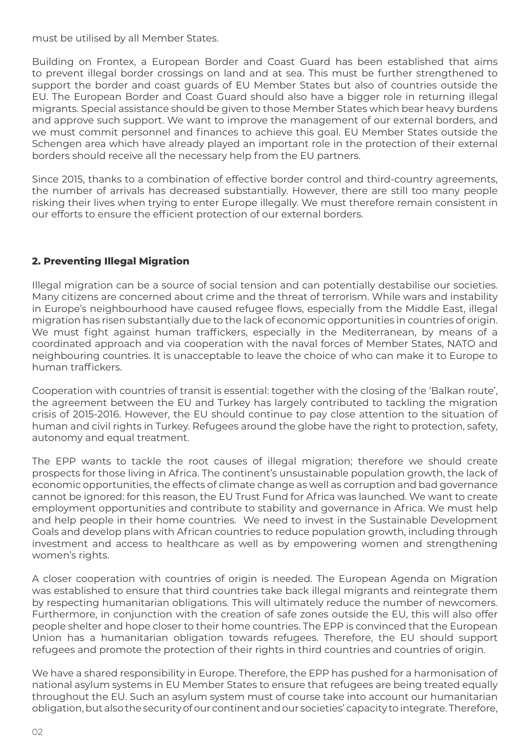must be utilised by all Member States.

Building on Frontex, a European Border and Coast Guard has been established that aims to prevent illegal border crossings on land and at sea. This must be further strengthened to support the border and coast guards of EU Member States but also of countries outside the EU. The European Border and Coast Guard should also have a bigger role in returning illegal migrants. Special assistance should be given to those Member States which bear heavy burdens and approve such support. We want to improve the management of our external borders, and we must commit personnel and finances to achieve this goal. EU Member States outside the Schengen area which have already played an important role in the protection of their external borders should receive all the necessary help from the EU partners.

Since 2015, thanks to a combination of effective border control and third-country agreements, the number of arrivals has decreased substantially. However, there are still too many people risking their lives when trying to enter Europe illegally. We must therefore remain consistent in our efforts to ensure the efficient protection of our external borders.

## 2. Preventing Illegal Migration

Illegal migration can be a source of social tension and can potentially destabilise our societies. Many citizens are concerned about crime and the threat of terrorism. While wars and instability in Europe's neighbourhood have caused refugee flows, especially from the Middle East, illegal migration has risen substantially due to the lack of economic opportunities in countries of origin. We must fight against human traffickers, especially in the Mediterranean, by means of a coordinated approach and via cooperation with the naval forces of Member States, NATO and neighbouring countries. It is unacceptable to leave the choice of who can make it to Europe to human traffickers.

Cooperation with countries of transit is essential: together with the closing of the 'Balkan route', the agreement between the EU and Turkey has largely contributed to tackling the migration crisis of 2015-2016. However, the EU should continue to pay close attention to the situation of human and civil rights in Turkey. Refugees around the globe have the right to protection, safety, autonomy and equal treatment.

The EPP wants to tackle the root causes of illegal migration; therefore we should create prospects for those living in Africa. The continent's unsustainable population growth, the lack of economic opportunities, the effects of climate change as well as corruption and bad governance cannot be ignored: for this reason, the EU Trust Fund for Africa was launched. We want to create employment opportunities and contribute to stability and governance in Africa. We must help and help people in their home countries. We need to invest in the Sustainable Development Goals and develop plans with African countries to reduce population growth, including through investment and access to healthcare as well as by empowering women and strengthening women's rights.

A closer cooperation with countries of origin is needed. The European Agenda on Migration was established to ensure that third countries take back illegal migrants and reintegrate them by respecting humanitarian obligations. This will ultimately reduce the number of newcomers. Furthermore, in conjunction with the creation of safe zones outside the EU, this will also offer people shelter and hope closer to their home countries. The EPP is convinced that the European Union has a humanitarian obligation towards refugees. Therefore, the EU should support refugees and promote the protection of their rights in third countries and countries of origin.

We have a shared responsibility in Europe. Therefore, the EPP has pushed for a harmonisation of national asylum systems in EU Member States to ensure that refugees are being treated equally throughout the EU. Such an asylum system must of course take into account our humanitarian obligation, but also the security of our continent and our societies' capacity to integrate. Therefore,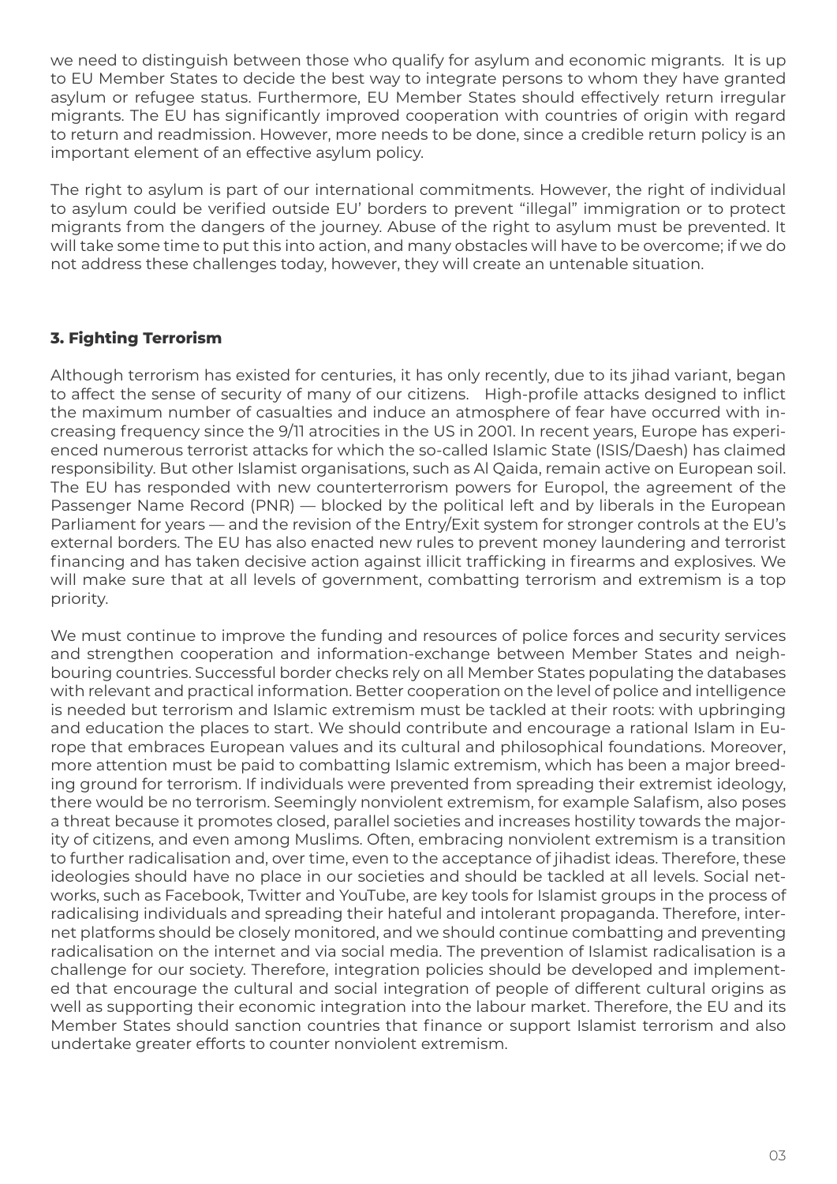we need to distinguish between those who qualify for asylum and economic migrants. It is up to EU Member States to decide the best way to integrate persons to whom they have granted asylum or refugee status. Furthermore, EU Member States should effectively return irregular migrants. The EU has significantly improved cooperation with countries of origin with regard to return and readmission. However, more needs to be done, since a credible return policy is an important element of an effective asylum policy.

The right to asylum is part of our international commitments. However, the right of individual to asylum could be verified outside EU' borders to prevent "illegal" immigration or to protect migrants from the dangers of the journey. Abuse of the right to asylum must be prevented. It will take some time to put this into action, and many obstacles will have to be overcome; if we do not address these challenges today, however, they will create an untenable situation.

### 3. Fighting Terrorism

Although terrorism has existed for centuries, it has only recently, due to its jihad variant, began to affect the sense of security of many of our citizens. High-profile attacks designed to inflict the maximum number of casualties and induce an atmosphere of fear have occurred with increasing frequency since the 9/11 atrocities in the US in 2001. In recent years, Europe has experienced numerous terrorist attacks for which the so-called Islamic State (ISIS/Daesh) has claimed responsibility. But other Islamist organisations, such as Al Qaida, remain active on European soil. The EU has responded with new counterterrorism powers for Europol, the agreement of the Passenger Name Record (PNR) — blocked by the political left and by liberals in the European Parliament for years — and the revision of the Entry/Exit system for stronger controls at the EU's external borders. The EU has also enacted new rules to prevent money laundering and terrorist financing and has taken decisive action against illicit trafficking in firearms and explosives. We will make sure that at all levels of government, combatting terrorism and extremism is a top priority.

We must continue to improve the funding and resources of police forces and security services and strengthen cooperation and information-exchange between Member States and neighbouring countries. Successful border checks rely on all Member States populating the databases with relevant and practical information. Better cooperation on the level of police and intelligence is needed but terrorism and Islamic extremism must be tackled at their roots: with upbringing and education the places to start. We should contribute and encourage a rational Islam in Europe that embraces European values and its cultural and philosophical foundations. Moreover, more attention must be paid to combatting Islamic extremism, which has been a major breeding ground for terrorism. If individuals were prevented from spreading their extremist ideology, there would be no terrorism. Seemingly nonviolent extremism, for example Salafism, also poses a threat because it promotes closed, parallel societies and increases hostility towards the majority of citizens, and even among Muslims. Often, embracing nonviolent extremism is a transition to further radicalisation and, over time, even to the acceptance of jihadist ideas. Therefore, these ideologies should have no place in our societies and should be tackled at all levels. Social networks, such as Facebook, Twitter and YouTube, are key tools for Islamist groups in the process of radicalising individuals and spreading their hateful and intolerant propaganda. Therefore, internet platforms should be closely monitored, and we should continue combatting and preventing radicalisation on the internet and via social media. The prevention of Islamist radicalisation is a challenge for our society. Therefore, integration policies should be developed and implemented that encourage the cultural and social integration of people of different cultural origins as well as supporting their economic integration into the labour market. Therefore, the EU and its Member States should sanction countries that finance or support Islamist terrorism and also undertake greater efforts to counter nonviolent extremism.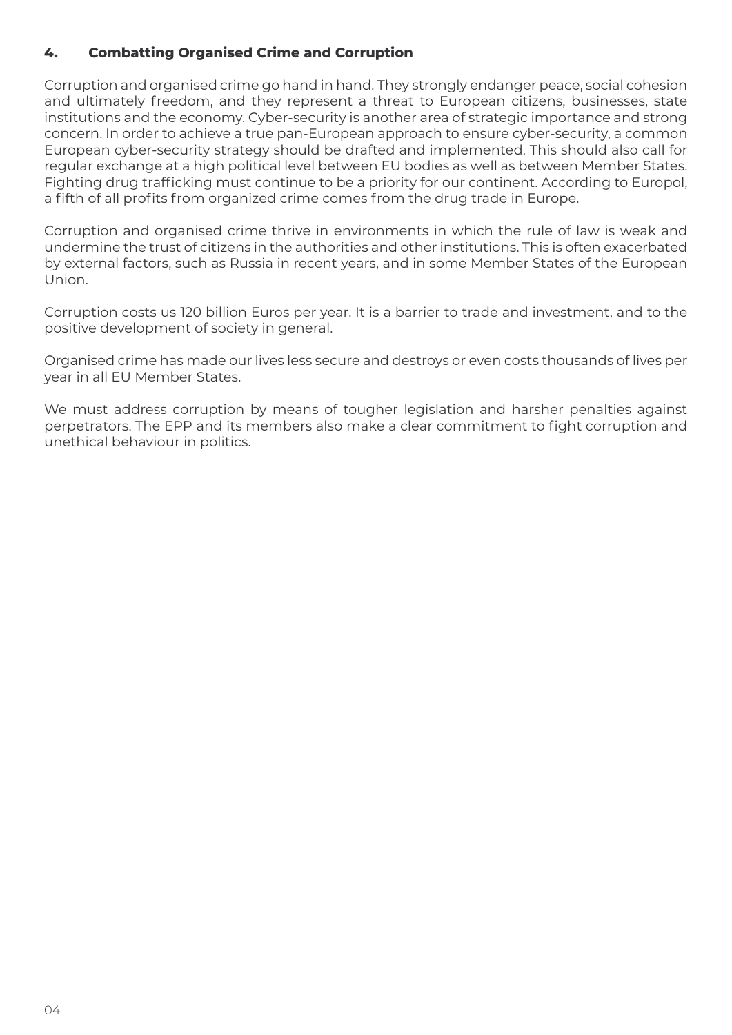## 4. Combatting Organised Crime and Corruption

Corruption and organised crime go hand in hand. They strongly endanger peace, social cohesion and ultimately freedom, and they represent a threat to European citizens, businesses, state institutions and the economy. Cyber-security is another area of strategic importance and strong concern. In order to achieve a true pan-European approach to ensure cyber-security, a common European cyber-security strategy should be drafted and implemented. This should also call for regular exchange at a high political level between EU bodies as well as between Member States. Fighting drug trafficking must continue to be a priority for our continent. According to Europol, a fifth of all profits from organized crime comes from the drug trade in Europe.

Corruption and organised crime thrive in environments in which the rule of law is weak and undermine the trust of citizens in the authorities and other institutions. This is often exacerbated by external factors, such as Russia in recent years, and in some Member States of the European Union.

Corruption costs us 120 billion Euros per year. It is a barrier to trade and investment, and to the positive development of society in general.

Organised crime has made our lives less secure and destroys or even costs thousands of lives per year in all EU Member States.

We must address corruption by means of tougher legislation and harsher penalties against perpetrators. The EPP and its members also make a clear commitment to fight corruption and unethical behaviour in politics.